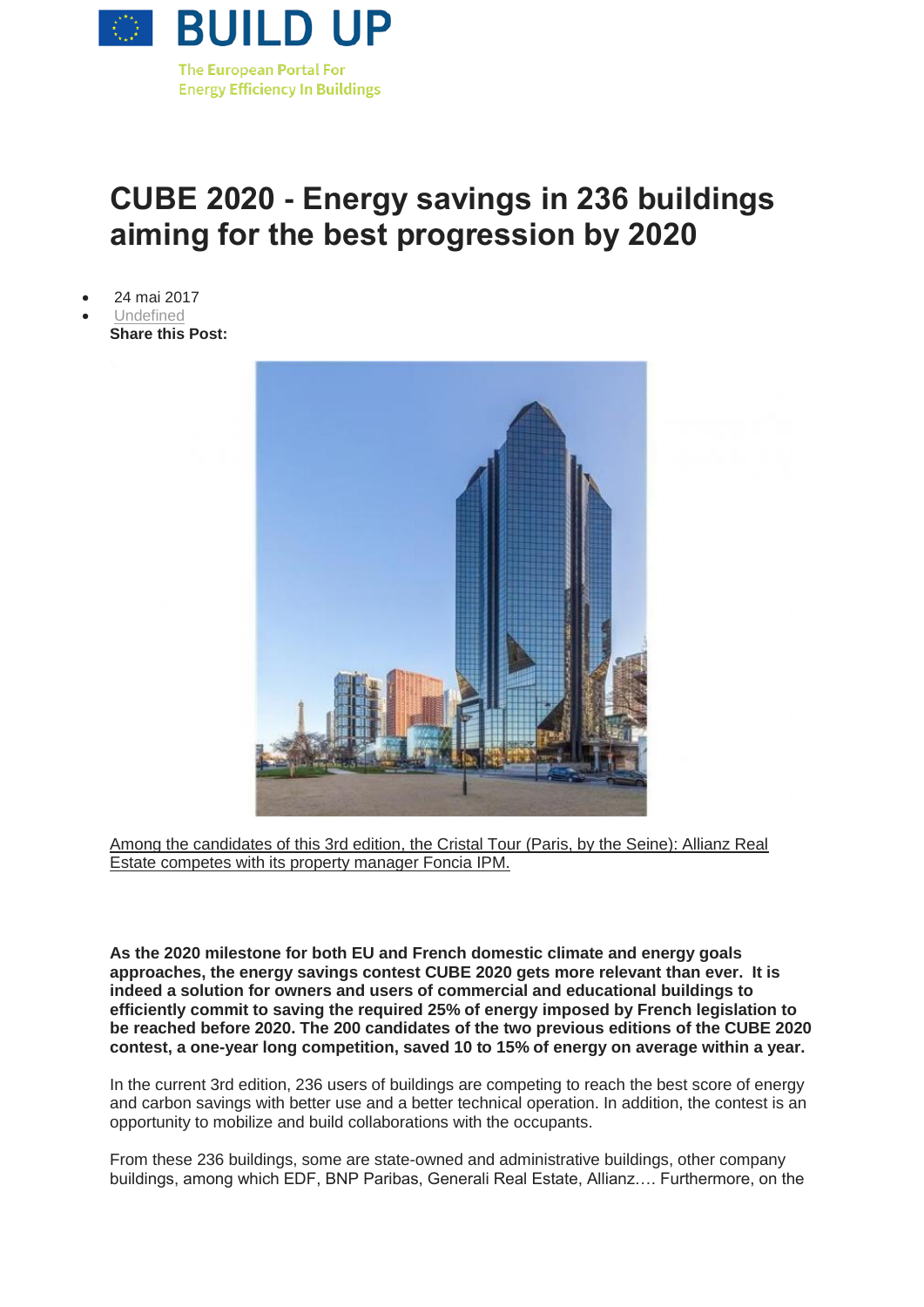BUILD UP

The European Portal For Energy Efficiency In Buildings

# CUBE 2020 - Energy savings in 236 buildings aiming for the best progression by 2020

- 24 mai 2017
- Undefined

**Share this Post:**

Among the candidates of this 3rd edition, the Cristal Tour (Paris, by the Seine): Allianz Real Estate competes with its property manager Foncia IPM.

**As the 2020 milestone for both EU and French domestic climate and energy goals approaches, the energy savings contest CUBE 2020 gets more relevant than ever. It is indeed a solution for owners and users of commercial and educational buildings to efficiently commit to saving the required 25% of energy imposed by French legislation to be reached before 2020. The 200 candidates of the two previous editions of the CUBE 2020 contest, a one-year long competition, saved 10 to 15% of energy on average within a year.**

In the current 3rd edition, 236 users of buildings are competing to reach the best score of energy and carbon savings with better use and a better technical operation. In addition, the contest is an opportunity to mobilize and build collaborations with the occupants.

From these 236 buildings, some are state-owned and administrative buildings, other company buildings, among which EDF, BNP Paribas, Generali Real Estate, Allianz…. Furthermore, on the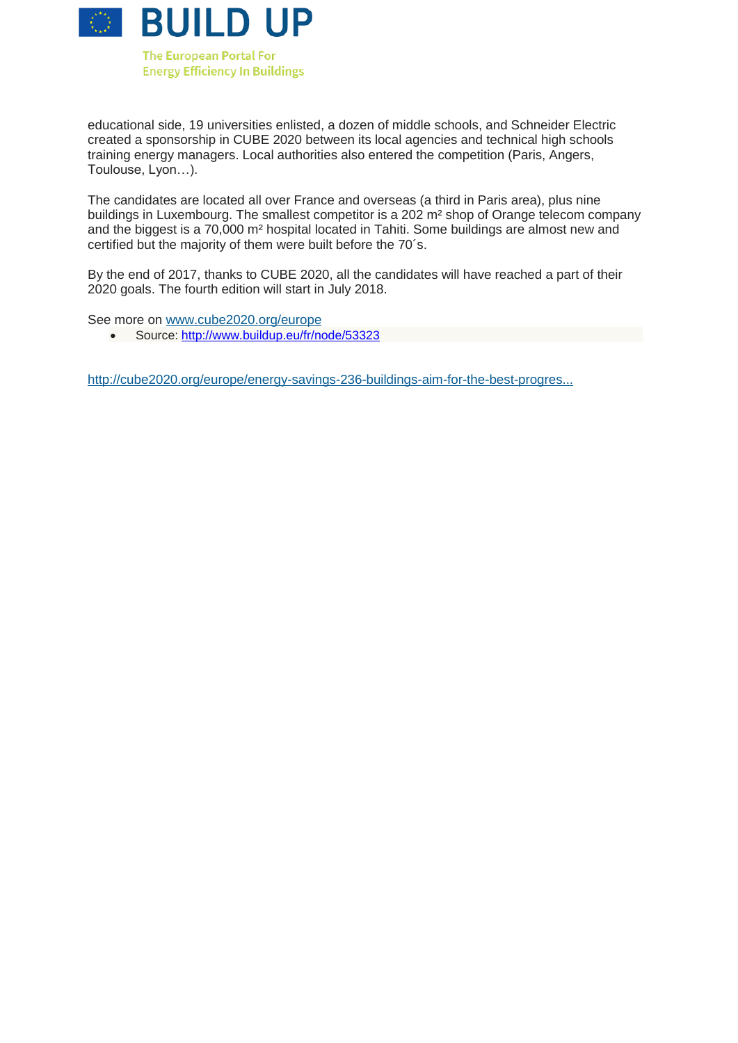educational side, 19 universities enlisted, a dozen of middle schools, and Schneider Electric created a sponsorship in CUBE 2020 between its local agencies and technical high schools training energy managers. Local authorities also entered the competition (Paris, Angers, Toulouse, Lyon…).

The candidates are located all over France and overseas (a third in Paris area), plus nine buildings in Luxembourg. The smallest competitor is a 202 m² shop of Orange telecom company and the biggest is a 70,000 m² hospital located in Tahiti. Some buildings are almost new and certified but the majority of them were built before the 70´s.

By the end of 2017, thanks to CUBE 2020, all the candidates will have reached a part of their 2020 goals. The fourth edition will start in July 2018.

See more on [www.cube2020.org/europe](www.cube2020.org/europe)

- Source: [http://www.buildup.eu/fr/node/53323](http://www.buildup.eu/fr/node/53323)

[http://cube2020.org/europe/energy-savings-236-buildings-aim-for-the-best-progres...](http://cube2020.org/europe/energy-savings-236-buildings-aim-for-the-best-progres...)